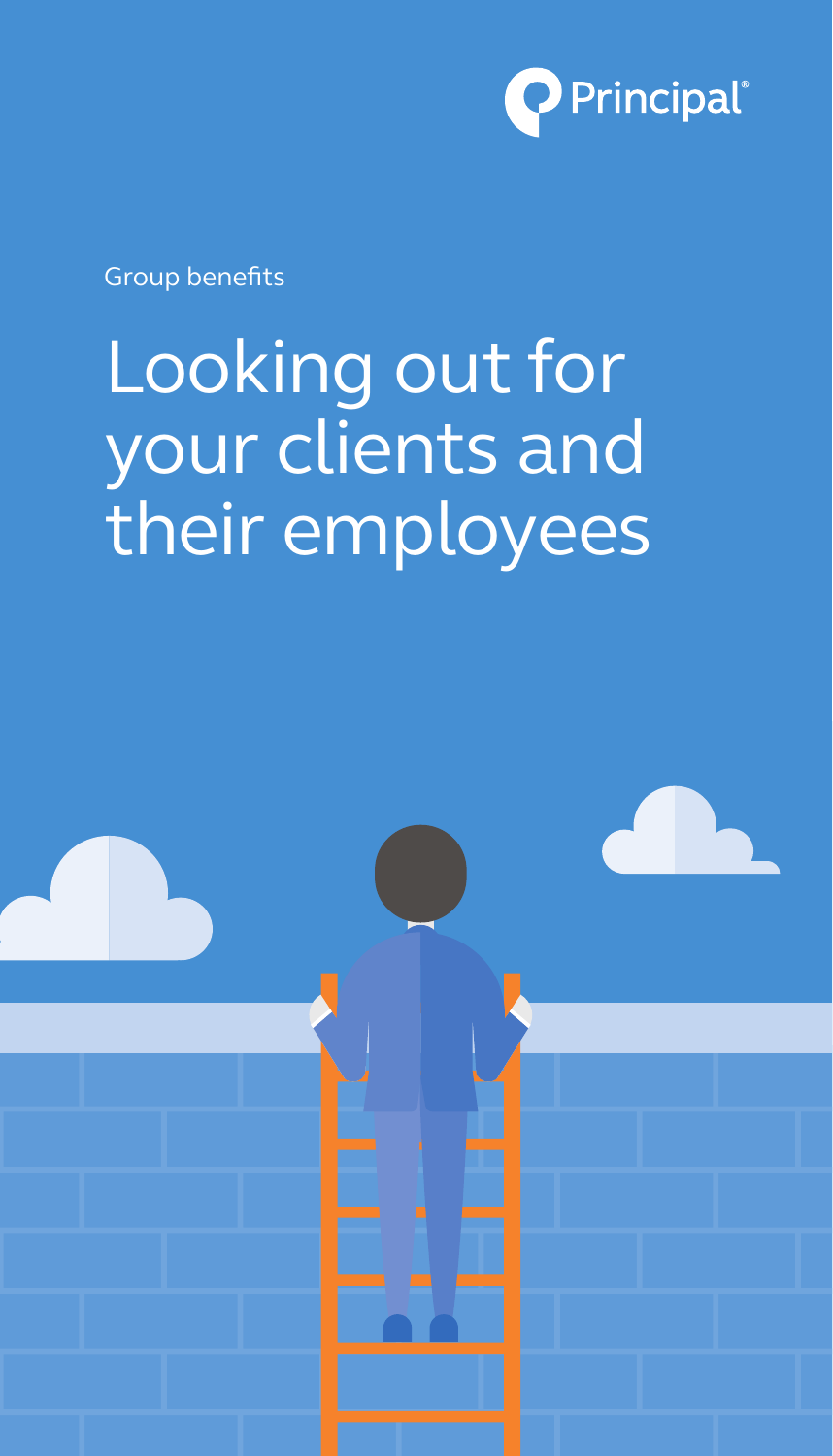Principal®

Group benefits

# Looking out for your clients and their employees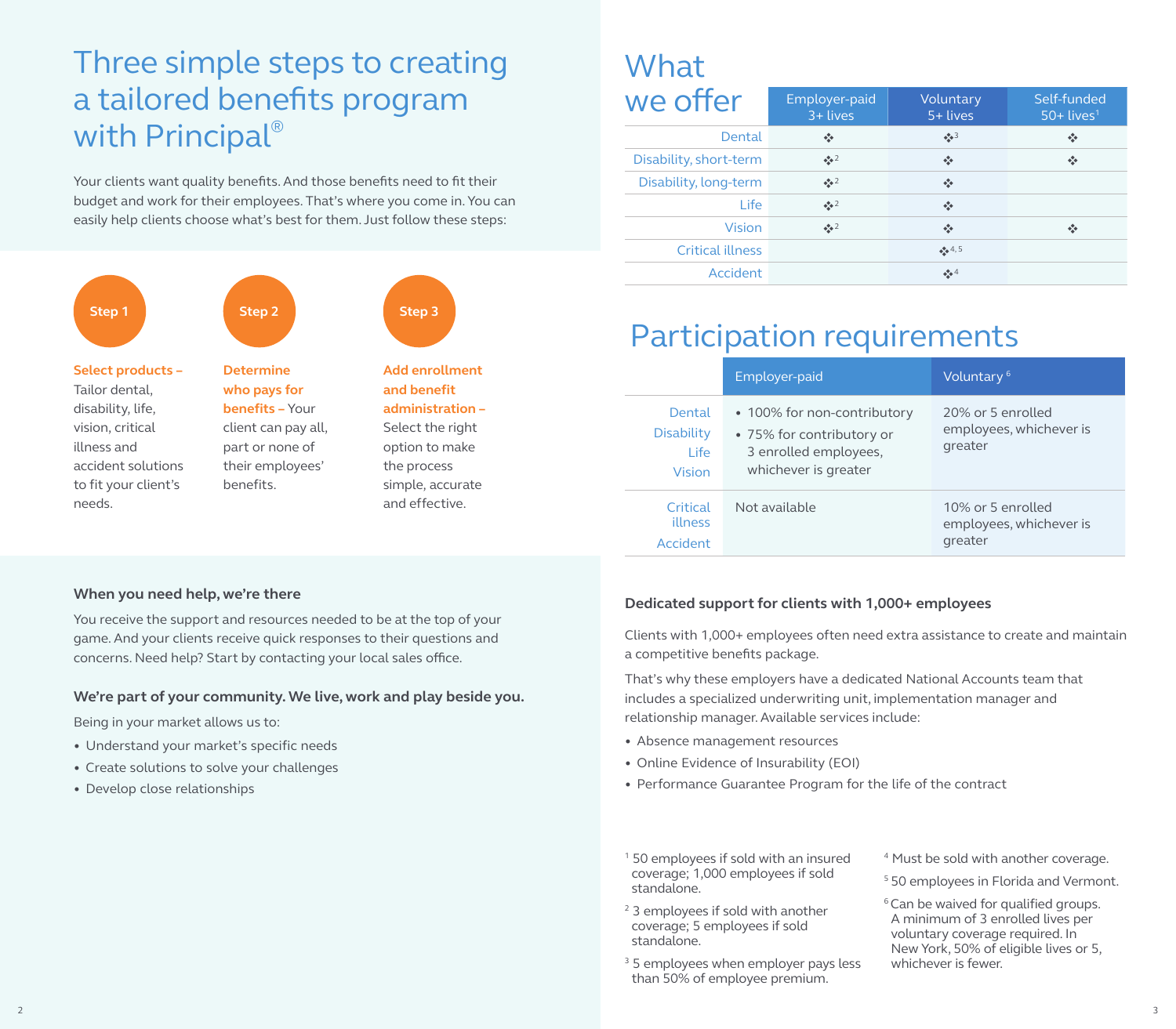# Three simple steps to creating a tailored benefits program with Principal®

Your clients want quality benefits. And those benefits need to fit their budget and work for their employees. That's where you come in. You can easily help clients choose what's best for them. Just follow these steps:

**Step 1**

**Select products –** Tailor dental, disability, life, vision, critical illness and accident solutions to fit your client's needs.

**Step 2**

**Determine who pays for benefits –** Your client can pay all, part or none of their employees' benefits.

**Step 3**

**Add enrollment and benefit administration –** Select the right option to make the process simple, accurate and effective.

### When you need help, we're there

You receive the support and resources needed to be at the top of your game. And your clients receive quick responses to their questions and concerns. Need help? Start by contacting your local sales office.

### We're part of your community. We live, work and play beside you.

Being in your market allows us to:

- Understand your market's specific needs
- Create solutions to solve your challenges
- Develop close relationships

# What we offer

| | Employer-paid 3+ lives | Voluntary 5+ lives | Self-funded 50+ lives[1] |
|---|---|---|---|
| Dental | ❖ | ❖[3] | ❖ |
| Disability, short-term | ❖[2] | ❖ | ❖ |
| Disability, long-term | ❖[2] | ❖ | |
| Life | ❖[2] | ❖ | |
| Vision | ❖[2] | ❖ | ❖ |
| Critical illness | | ❖[4,5] | |
| Accident | | ❖[4] | |

# Participation requirements

| | Employer-paid | Voluntary[6] |
|---|---|---|
| Dental<br>Disability<br>Life<br>Vision | • 100% for non-contributory<br>• 75% for contributory or 3 enrolled employees, whichever is greater | 20% or 5 enrolled employees, whichever is greater |
| Critical illness<br>Accident | Not available | 10% or 5 enrolled employees, whichever is greater |

### Dedicated support for clients with 1,000+ employees

Clients with 1,000+ employees often need extra assistance to create and maintain a competitive benefits package.

That's why these employers have a dedicated National Accounts team that includes a specialized underwriting unit, implementation manager and relationship manager. Available services include:

- Absence management resources
- Online Evidence of Insurability (EOI)
- Performance Guarantee Program for the life of the contract

[1] 50 employees if sold with an insured coverage; 1,000 employees if sold standalone.

[2] 3 employees if sold with another coverage; 5 employees if sold standalone.

[3] 5 employees when employer pays less than 50% of employee premium.

[4] Must be sold with another coverage.

[5] 50 employees in Florida and Vermont.

[6] Can be waived for qualified groups. A minimum of 3 enrolled lives per voluntary coverage required. In New York, 50% of eligible lives or 5, whichever is fewer.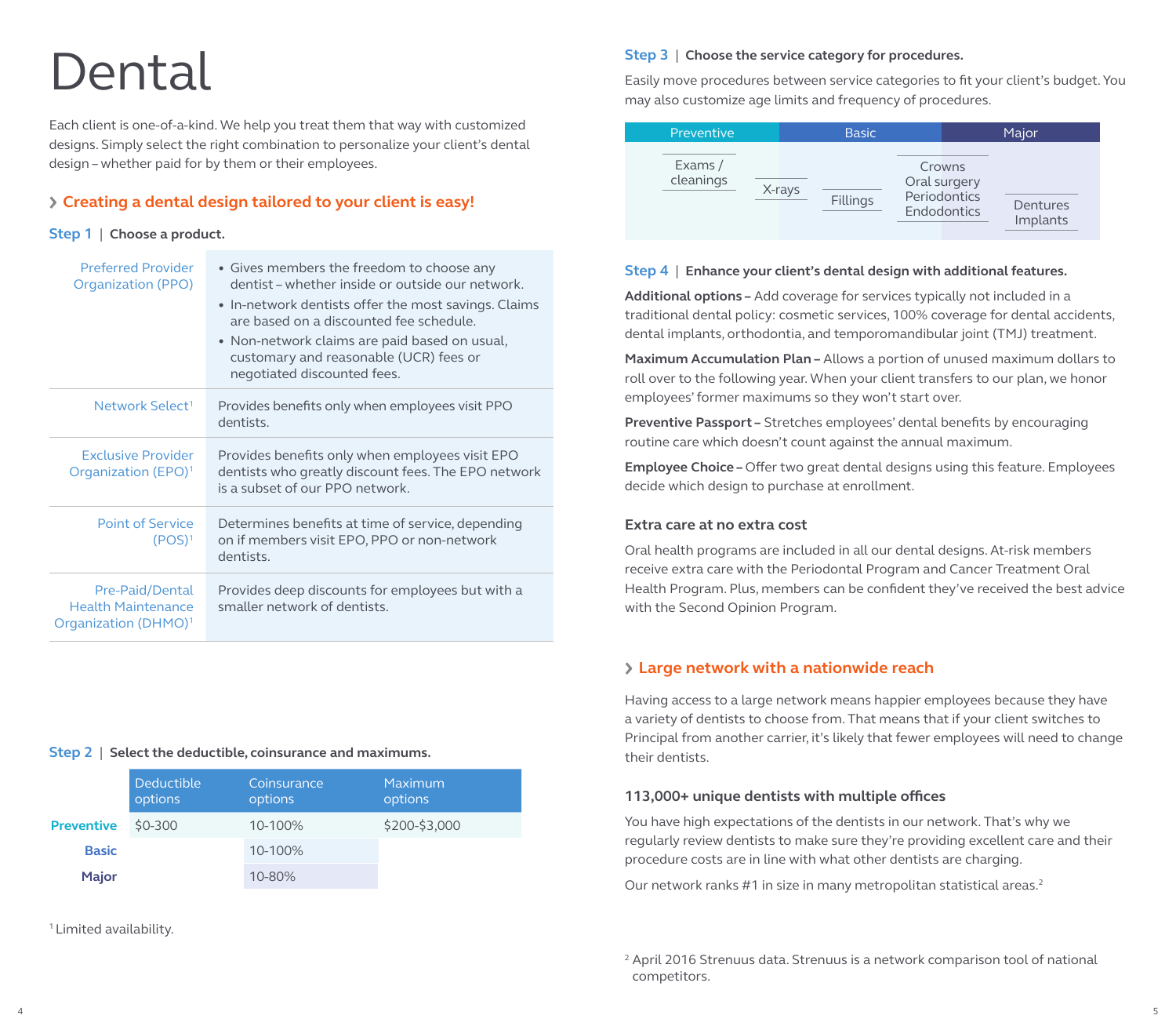# Dental

Each client is one-of-a-kind. We help you treat them that way with customized designs. Simply select the right combination to personalize your client's dental design – whether paid for by them or their employees.

## Creating a dental design tailored to your client is easy!

**Step 1** | **Choose a product.**

| | |
|---|---|
| Preferred Provider Organization (PPO) | • Gives members the freedom to choose any dentist – whether inside or outside our network.<br>• In-network dentists offer the most savings. Claims are based on a discounted fee schedule.<br>• Non-network claims are paid based on usual, customary and reasonable (UCR) fees or negotiated discounted fees. |
| Network Select[1] | Provides benefits only when employees visit PPO dentists. |
| Exclusive Provider Organization (EPO)[1] | Provides benefits only when employees visit EPO dentists who greatly discount fees. The EPO network is a subset of our PPO network. |
| Point of Service (POS)[1] | Determines benefits at time of service, depending on if members visit EPO, PPO or non-network dentists. |
| Pre-Paid/Dental Health Maintenance Organization (DHMO)[1] | Provides deep discounts for employees but with a smaller network of dentists. |

**Step 2** | **Select the deductible, coinsurance and maximums.**

| | Deductible options | Coinsurance options | Maximum options |
|---|---|---|---|
| **Preventive** | $0-300 | 10-100% | $200-$3,000 |
| **Basic** | | 10-100% | |
| **Major** | | 10-80% | |

[1] Limited availability.

**Step 3** | **Choose the service category for procedures.**

Easily move procedures between service categories to fit your client's budget. You may also customize age limits and frequency of procedures.

| Preventive | | Basic | | Major |
|---|---|---|---|---|
| Exams / cleanings | X-rays | Fillings | Crowns<br>Oral surgery<br>Periodontics<br>Endodontics | Dentures<br>Implants |

**Step 4** | **Enhance your client's dental design with additional features.**

**Additional options –** Add coverage for services typically not included in a traditional dental policy: cosmetic services, 100% coverage for dental accidents, dental implants, orthodontia, and temporomandibular joint (TMJ) treatment.

**Maximum Accumulation Plan –** Allows a portion of unused maximum dollars to roll over to the following year. When your client transfers to our plan, we honor employees' former maximums so they won't start over.

**Preventive Passport –** Stretches employees' dental benefits by encouraging routine care which doesn't count against the annual maximum.

**Employee Choice –** Offer two great dental designs using this feature. Employees decide which design to purchase at enrollment.

### Extra care at no extra cost

Oral health programs are included in all our dental designs. At-risk members receive extra care with the Periodontal Program and Cancer Treatment Oral Health Program. Plus, members can be confident they've received the best advice with the Second Opinion Program.

## Large network with a nationwide reach

Having access to a large network means happier employees because they have a variety of dentists to choose from. That means that if your client switches to Principal from another carrier, it's likely that fewer employees will need to change their dentists.

### 113,000+ unique dentists with multiple offices

You have high expectations of the dentists in our network. That's why we regularly review dentists to make sure they're providing excellent care and their procedure costs are in line with what other dentists are charging.

Our network ranks #1 in size in many metropolitan statistical areas.[2]

[2] April 2016 Strenuus data. Strenuus is a network comparison tool of national competitors.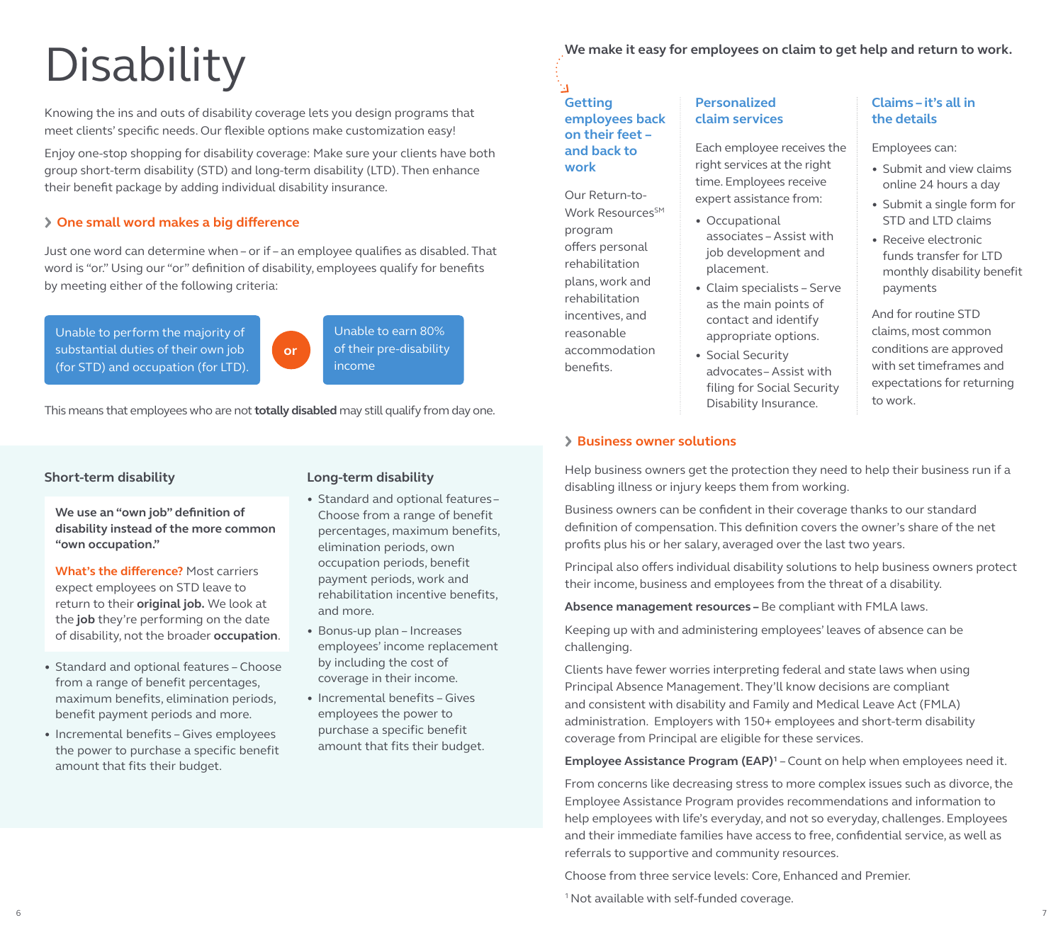# Disability

Knowing the ins and outs of disability coverage lets you design programs that meet clients' specific needs. Our flexible options make customization easy!

Enjoy one-stop shopping for disability coverage: Make sure your clients have both group short-term disability (STD) and long-term disability (LTD). Then enhance their benefit package by adding individual disability insurance.

## One small word makes a big difference

Just one word can determine when – or if – an employee qualifies as disabled. That word is "or." Using our "or" definition of disability, employees qualify for benefits by meeting either of the following criteria:

Unable to perform the majority of substantial duties of their own job (for STD) and occupation (for LTD).

**or**

Unable to earn 80% of their pre-disability income

This means that employees who are not **totally disabled** may still qualify from day one.

### Short-term disability

**We use an "own job" definition of disability instead of the more common "own occupation."**

**What's the difference?** Most carriers expect employees on STD leave to return to their **original job.** We look at the **job** they're performing on the date of disability, not the broader **occupation**.

- Standard and optional features – Choose from a range of benefit percentages, maximum benefits, elimination periods, benefit payment periods and more.
- Incremental benefits – Gives employees the power to purchase a specific benefit amount that fits their budget.

### Long-term disability

- Standard and optional features – Choose from a range of benefit percentages, maximum benefits, elimination periods, own occupation periods, benefit payment periods, work and rehabilitation incentive benefits, and more.
- Bonus-up plan – Increases employees' income replacement by including the cost of coverage in their income.
- Incremental benefits – Gives employees the power to purchase a specific benefit amount that fits their budget.

**We make it easy for employees on claim to get help and return to work.**

### Getting employees back on their feet – and back to work

Our Return-to-Work Resources[SM] program offers personal rehabilitation plans, work and rehabilitation incentives, and reasonable accommodation benefits.

### Personalized claim services

Each employee receives the right services at the right time. Employees receive expert assistance from:

- Occupational associates – Assist with job development and placement.
- Claim specialists – Serve as the main points of contact and identify appropriate options.
- Social Security advocates – Assist with filing for Social Security Disability Insurance.

### Claims – it's all in the details

Employees can:

- Submit and view claims online 24 hours a day
- Submit a single form for STD and LTD claims
- Receive electronic funds transfer for LTD monthly disability benefit payments

And for routine STD claims, most common conditions are approved with set timeframes and expectations for returning to work.

## Business owner solutions

Help business owners get the protection they need to help their business run if a disabling illness or injury keeps them from working.

Business owners can be confident in their coverage thanks to our standard definition of compensation. This definition covers the owner's share of the net profits plus his or her salary, averaged over the last two years.

Principal also offers individual disability solutions to help business owners protect their income, business and employees from the threat of a disability.

**Absence management resources –** Be compliant with FMLA laws.

Keeping up with and administering employees' leaves of absence can be challenging.

Clients have fewer worries interpreting federal and state laws when using Principal Absence Management. They'll know decisions are compliant and consistent with disability and Family and Medical Leave Act (FMLA) administration. Employers with 150+ employees and short-term disability coverage from Principal are eligible for these services.

**Employee Assistance Program (EAP)**[1] – Count on help when employees need it.

From concerns like decreasing stress to more complex issues such as divorce, the Employee Assistance Program provides recommendations and information to help employees with life's everyday, and not so everyday, challenges. Employees and their immediate families have access to free, confidential service, as well as referrals to supportive and community resources.

Choose from three service levels: Core, Enhanced and Premier.

[1] Not available with self-funded coverage.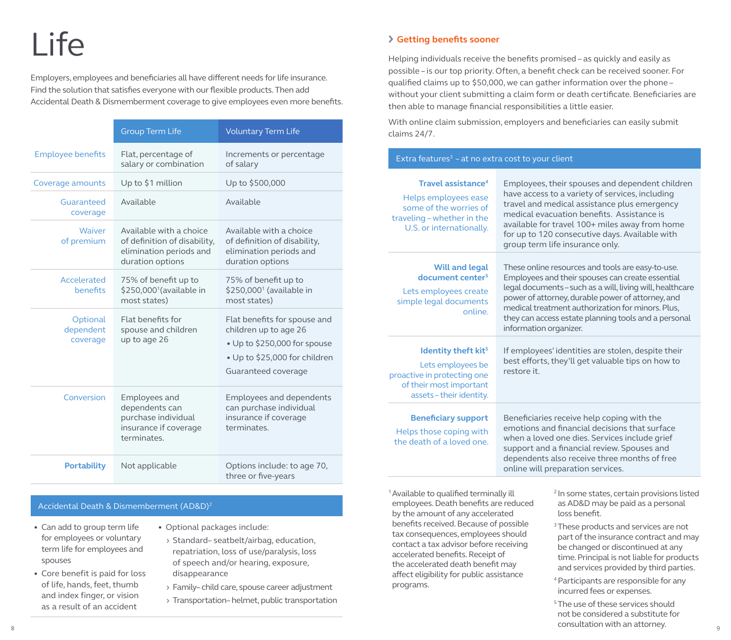# Life

Employers, employees and beneficiaries all have different needs for life insurance. Find the solution that satisfies everyone with our flexible products. Then add Accidental Death & Dismemberment coverage to give employees even more benefits.

| | Group Term Life | Voluntary Term Life |
|---|---|---|
| Employee benefits | Flat, percentage of salary or combination | Increments or percentage of salary |
| Coverage amounts | Up to $1 million | Up to $500,000 |
| Guaranteed coverage | Available | Available |
| Waiver of premium | Available with a choice of definition of disability, elimination periods and duration options | Available with a choice of definition of disability, elimination periods and duration options |
| Accelerated benefits | 75% of benefit up to $250,000[1] (available in most states) | 75% of benefit up to $250,000[1] (available in most states) |
| Optional dependent coverage | Flat benefits for spouse and children up to age 26 | Flat benefits for spouse and children up to age 26<br>• Up to $250,000 for spouse<br>• Up to $25,000 for children<br>Guaranteed coverage |
| Conversion | Employees and dependents can purchase individual insurance if coverage terminates. | Employees and dependents can purchase individual insurance if coverage terminates. |
| **Portability** | Not applicable | Options include: to age 70, three or five-years |

## Accidental Death & Dismemberment (AD&D)[2]

- Can add to group term life for employees or voluntary term life for employees and spouses
- Core benefit is paid for loss of life, hands, feet, thumb and index finger, or vision as a result of an accident
- Optional packages include:
  - Standard– seatbelt/airbag, education, repatriation, loss of use/paralysis, loss of speech and/or hearing, exposure, disappearance
  - Family– child care, spouse career adjustment
  - Transportation– helmet, public transportation

## Getting benefits sooner

Helping individuals receive the benefits promised – as quickly and easily as possible – is our top priority. Often, a benefit check can be received sooner. For qualified claims up to $50,000, we can gather information over the phone – without your client submitting a claim form or death certificate. Beneficiaries are then able to manage financial responsibilities a little easier.

With online claim submission, employers and beneficiaries can easily submit claims 24/7.

| Extra features[3] – at no extra cost to your client | |
|---|---|
| **Travel assistance[4]**<br>Helps employees ease some of the worries of traveling – whether in the U.S. or internationally. | Employees, their spouses and dependent children have access to a variety of services, including travel and medical assistance plus emergency medical evacuation benefits. Assistance is available for travel 100+ miles away from home for up to 120 consecutive days. Available with group term life insurance only. |
| **Will and legal document center[5]**<br>Lets employees create simple legal documents online. | These online resources and tools are easy-to-use. Employees and their spouses can create essential legal documents – such as a will, living will, healthcare power of attorney, durable power of attorney, and medical treatment authorization for minors. Plus, they can access estate planning tools and a personal information organizer. |
| **Identity theft kit[5]**<br>Lets employees be proactive in protecting one of their most important assets – their identity. | If employees' identities are stolen, despite their best efforts, they'll get valuable tips on how to restore it. |
| **Beneficiary support**<br>Helps those coping with the death of a loved one. | Beneficiaries receive help coping with the emotions and financial decisions that surface when a loved one dies. Services include grief support and a financial review. Spouses and dependents also receive three months of free online will preparation services. |

[1] Available to qualified terminally ill employees. Death benefits are reduced by the amount of any accelerated benefits received. Because of possible tax consequences, employees should contact a tax advisor before receiving accelerated benefits. Receipt of the accelerated death benefit may affect eligibility for public assistance programs.

[2] In some states, certain provisions listed as AD&D may be paid as a personal loss benefit.

[3] These products and services are not part of the insurance contract and may be changed or discontinued at any time. Principal is not liable for products and services provided by third parties.

[4] Participants are responsible for any incurred fees or expenses.

[5] The use of these services should not be considered a substitute for consultation with an attorney.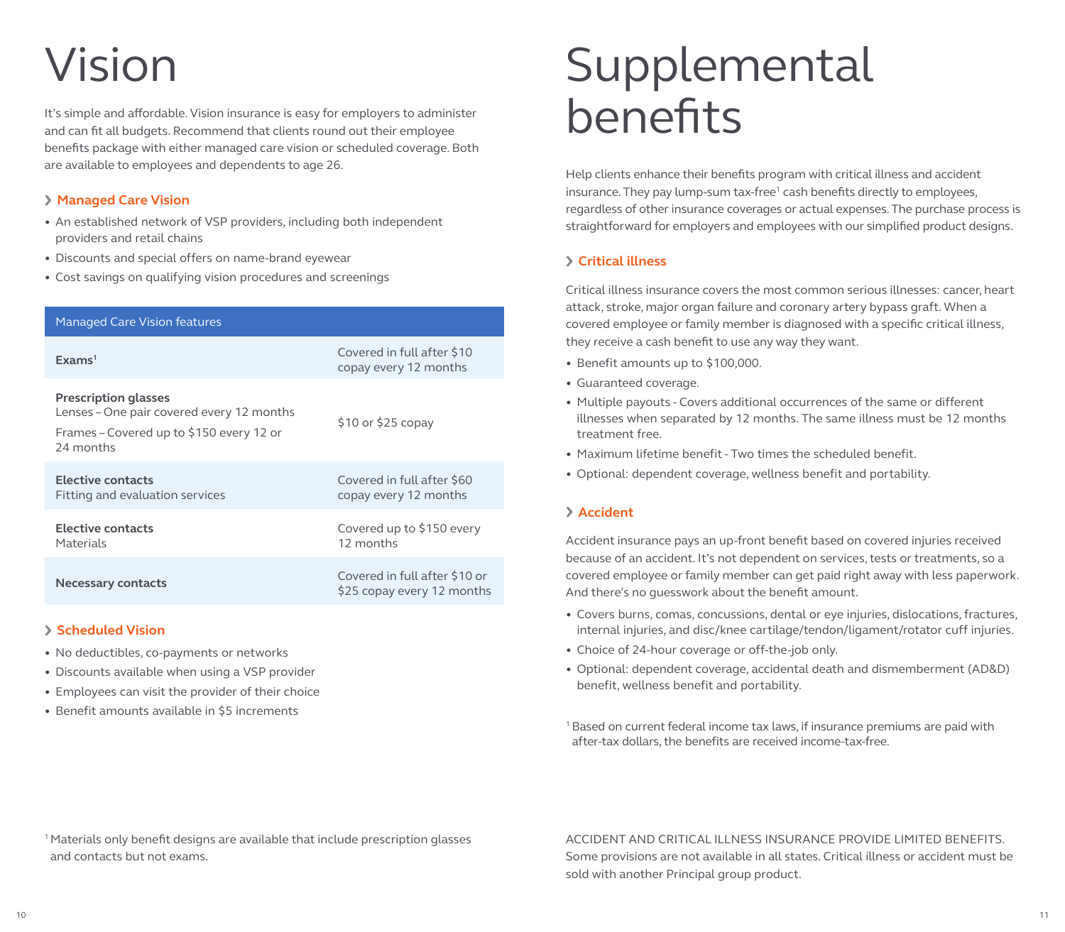# Vision

It's simple and affordable. Vision insurance is easy for employers to administer and can fit all budgets. Recommend that clients round out their employee benefits package with either managed care vision or scheduled coverage. Both are available to employees and dependents to age 26.

### Managed Care Vision

- An established network of VSP providers, including both independent providers and retail chains
- Discounts and special offers on name-brand eyewear
- Cost savings on qualifying vision procedures and screenings

| Managed Care Vision features | |
|---|---|
| **Exams**[1] | Covered in full after $10 copay every 12 months |
| **Prescription glasses**<br>Lenses – One pair covered every 12 months<br>Frames – Covered up to $150 every 12 or 24 months | $10 or $25 copay |
| **Elective contacts**<br>Fitting and evaluation services | Covered in full after $60 copay every 12 months |
| **Elective contacts**<br>Materials | Covered up to $150 every 12 months |
| **Necessary contacts** | Covered in full after $10 or $25 copay every 12 months |

### Scheduled Vision

- No deductibles, co-payments or networks
- Discounts available when using a VSP provider
- Employees can visit the provider of their choice
- Benefit amounts available in $5 increments

[1] Materials only benefit designs are available that include prescription glasses and contacts but not exams.

# Supplemental benefits

Help clients enhance their benefits program with critical illness and accident insurance. They pay lump-sum tax-free[1] cash benefits directly to employees, regardless of other insurance coverages or actual expenses. The purchase process is straightforward for employers and employees with our simplified product designs.

### Critical illness

Critical illness insurance covers the most common serious illnesses: cancer, heart attack, stroke, major organ failure and coronary artery bypass graft. When a covered employee or family member is diagnosed with a specific critical illness, they receive a cash benefit to use any way they want.

- Benefit amounts up to $100,000.
- Guaranteed coverage.
- Multiple payouts - Covers additional occurrences of the same or different illnesses when separated by 12 months. The same illness must be 12 months treatment free.
- Maximum lifetime benefit - Two times the scheduled benefit.
- Optional: dependent coverage, wellness benefit and portability.

### Accident

Accident insurance pays an up-front benefit based on covered injuries received because of an accident. It's not dependent on services, tests or treatments, so a covered employee or family member can get paid right away with less paperwork. And there's no guesswork about the benefit amount.

- Covers burns, comas, concussions, dental or eye injuries, dislocations, fractures, internal injuries, and disc/knee cartilage/tendon/ligament/rotator cuff injuries.
- Choice of 24-hour coverage or off-the-job only.
- Optional: dependent coverage, accidental death and dismemberment (AD&D) benefit, wellness benefit and portability.

[1] Based on current federal income tax laws, if insurance premiums are paid with after-tax dollars, the benefits are received income-tax-free.

ACCIDENT AND CRITICAL ILLNESS INSURANCE PROVIDE LIMITED BENEFITS. Some provisions are not available in all states. Critical illness or accident must be sold with another Principal group product.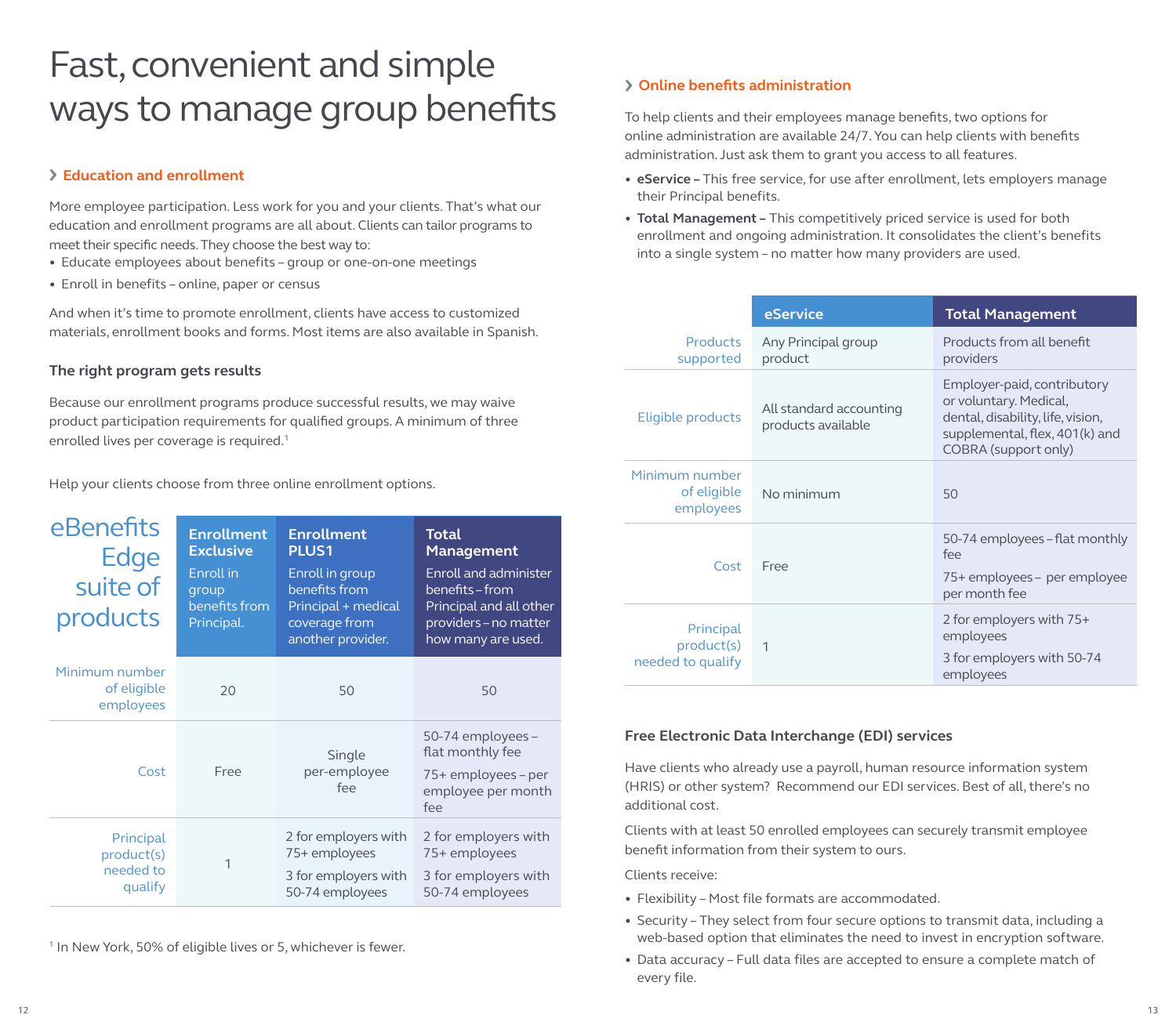# Fast, convenient and simple ways to manage group benefits

## Education and enrollment

More employee participation. Less work for you and your clients. That's what our education and enrollment programs are all about. Clients can tailor programs to meet their specific needs. They choose the best way to:

- Educate employees about benefits – group or one-on-one meetings
- Enroll in benefits – online, paper or census

And when it's time to promote enrollment, clients have access to customized materials, enrollment books and forms. Most items are also available in Spanish.

### The right program gets results

Because our enrollment programs produce successful results, we may waive product participation requirements for qualified groups. A minimum of three enrolled lives per coverage is required.[1]

Help your clients choose from three online enrollment options.

| eBenefits Edge suite of products | **Enrollment Exclusive** Enroll in group benefits from Principal. | **Enrollment PLUS1** Enroll in group benefits from Principal + medical coverage from another provider. | **Total Management** Enroll and administer benefits – from Principal and all other providers – no matter how many are used. |
|---|---|---|---|
| Minimum number of eligible employees | 20 | 50 | 50 |
| Cost | Free | Single per-employee fee | 50-74 employees – flat monthly fee<br>75+ employees – per employee per month fee |
| Principal product(s) needed to qualify | 1 | 2 for employers with 75+ employees<br>3 for employers with 50-74 employees | 2 for employers with 75+ employees<br>3 for employers with 50-74 employees |

[1] In New York, 50% of eligible lives or 5, whichever is fewer.

## Online benefits administration

To help clients and their employees manage benefits, two options for online administration are available 24/7. You can help clients with benefits administration. Just ask them to grant you access to all features.

- **eService –** This free service, for use after enrollment, lets employers manage their Principal benefits.
- **Total Management –** This competitively priced service is used for both enrollment and ongoing administration. It consolidates the client's benefits into a single system – no matter how many providers are used.

| | eService | Total Management |
|---|---|---|
| Products supported | Any Principal group product | Products from all benefit providers |
| Eligible products | All standard accounting products available | Employer-paid, contributory or voluntary. Medical, dental, disability, life, vision, supplemental, flex, 401(k) and COBRA (support only) |
| Minimum number of eligible employees | No minimum | 50 |
| Cost | Free | 50-74 employees – flat monthly fee<br>75+ employees – per employee per month fee |
| Principal product(s) needed to qualify | 1 | 2 for employers with 75+ employees<br>3 for employers with 50-74 employees |

### Free Electronic Data Interchange (EDI) services

Have clients who already use a payroll, human resource information system (HRIS) or other system? Recommend our EDI services. Best of all, there's no additional cost.

Clients with at least 50 enrolled employees can securely transmit employee benefit information from their system to ours.

Clients receive:

- Flexibility – Most file formats are accommodated.
- Security – They select from four secure options to transmit data, including a web-based option that eliminates the need to invest in encryption software.
- Data accuracy – Full data files are accepted to ensure a complete match of every file.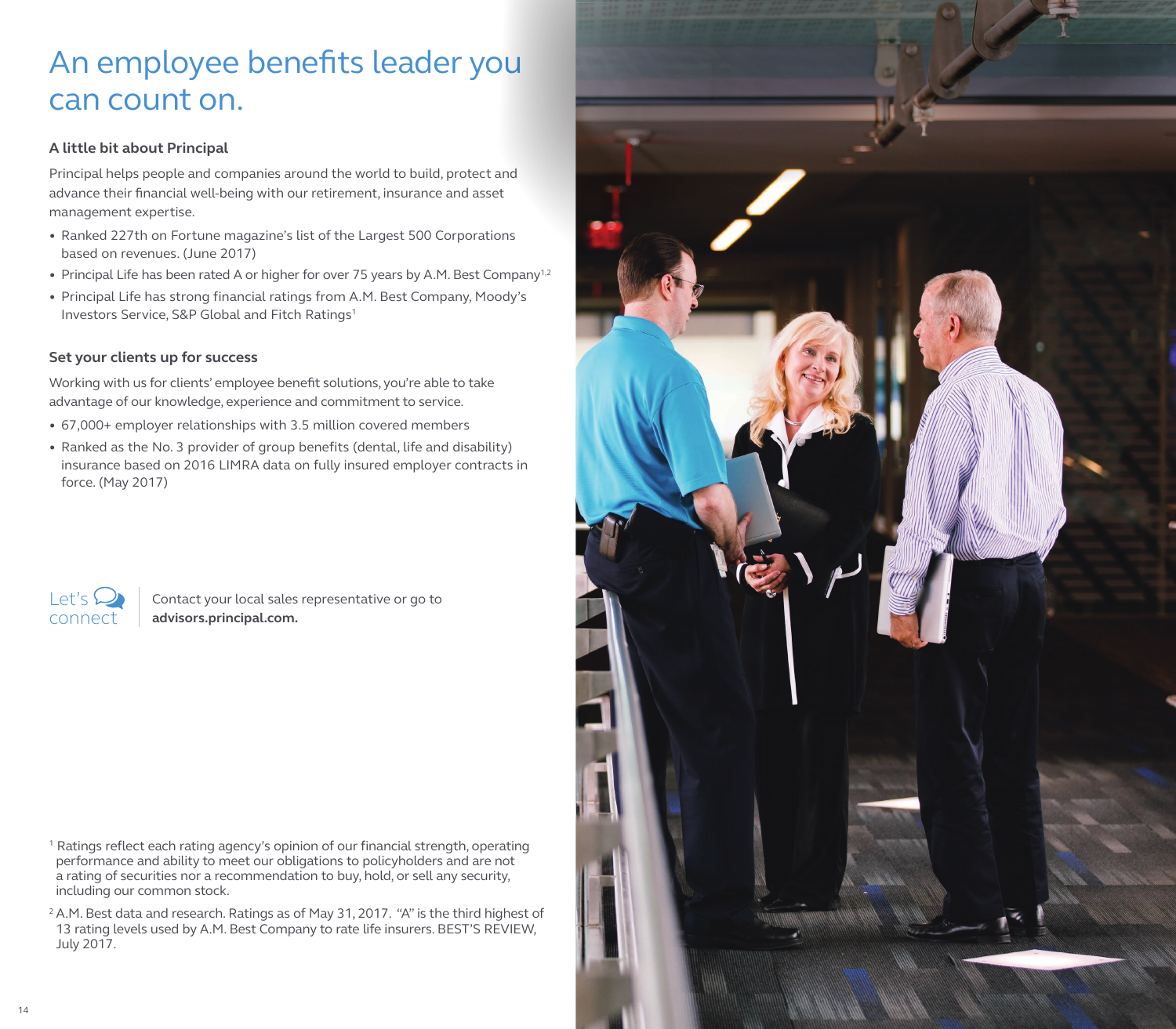# An employee benefits leader you can count on.

### A little bit about Principal

Principal helps people and companies around the world to build, protect and advance their financial well-being with our retirement, insurance and asset management expertise.

- Ranked 227th on Fortune magazine's list of the Largest 500 Corporations based on revenues. (June 2017)
- Principal Life has been rated A or higher for over 75 years by A.M. Best Company[1,2]
- Principal Life has strong financial ratings from A.M. Best Company, Moody's Investors Service, S&P Global and Fitch Ratings[1]

### Set your clients up for success

Working with us for clients' employee benefit solutions, you're able to take advantage of our knowledge, experience and commitment to service.

- 67,000+ employer relationships with 3.5 million covered members
- Ranked as the No. 3 provider of group benefits (dental, life and disability) insurance based on 2016 LIMRA data on fully insured employer contracts in force. (May 2017)

Let's connect

Contact your local sales representative or go to **advisors.principal.com.**

[1] Ratings reflect each rating agency's opinion of our financial strength, operating performance and ability to meet our obligations to policyholders and are not a rating of securities nor a recommendation to buy, hold, or sell any security, including our common stock.

[2] A.M. Best data and research. Ratings as of May 31, 2017. "A" is the third highest of 13 rating levels used by A.M. Best Company to rate life insurers. BEST'S REVIEW, July 2017.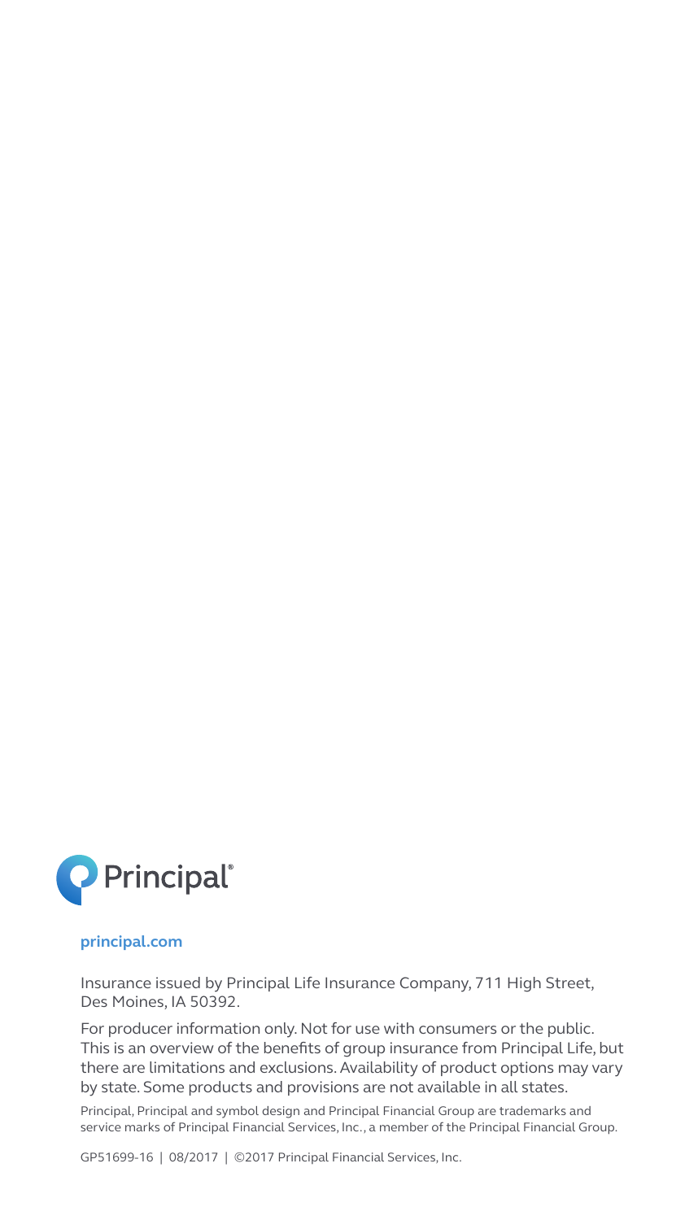Principal®

**principal.com**

Insurance issued by Principal Life Insurance Company, 711 High Street, Des Moines, IA 50392.

For producer information only. Not for use with consumers or the public. This is an overview of the benefits of group insurance from Principal Life, but there are limitations and exclusions. Availability of product options may vary by state. Some products and provisions are not available in all states.

Principal, Principal and symbol design and Principal Financial Group are trademarks and service marks of Principal Financial Services, Inc., a member of the Principal Financial Group.

GP51699-16 | 08/2017 | ©2017 Principal Financial Services, Inc.